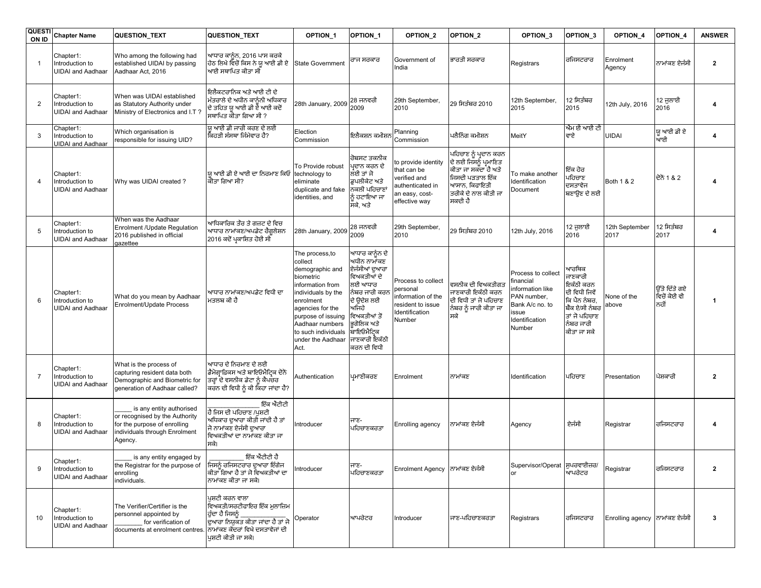| QUESTION ID | Chapter Name | QUESTION_TEXT | QUESTION_TEXT | OPTION_1 | OPTION_1 | OPTION_2 | OPTION_2 | OPTION_3 | OPTION_3 | OPTION_4 | OPTION_4 | ANSWER |
|---|---|---|---|---|---|---|---|---|---|---|---|---|
| 1 | Chapter1: Introduction to UIDAI and Aadhaar | Who among the following had established UIDAI by passing Aadhaar Act, 2016 | ਆਧਾਰ ਕਾਨੂੰਨ, 2016 ਪਾਸ ਕਰਕੇ ਹੇਠ ਲਿਖੇ ਵਿਚੋਂ ਕਿਸ ਨੇ ਯੂ ਆਈ ਡੀ ਏ ਆਈ ਸਥਾਪਿਤ ਕੀਤਾ ਸੀ | State Government | ਰਾਜ ਸਰਕਾਰ | Government of India | ਭਾਰਤੀ ਸਰਕਾਰ | Registrars | ਰਜਿਸਟਰਾਰ | Enrolment Agency | ਨਾਮਾਂਕਣ ਏਜੰਸੀ | 2 |
| 2 | Chapter1: Introduction to UIDAI and Aadhaar | When was UIDAI established as Statutory Authority under Ministry of Electronics and I.T ? | ਇਲੈਕਟਰਾਨਿਕ ਅਤੇ ਆਈ ਟੀ ਦੇ ਮੰਤਰਾਲੇ ਦੇ ਅਧੀਨ ਕਾਨੂੰਨੀ ਅਧਿਕਾਰ ਦੇ ਤਹਿਤ ਯੂ ਆਈ ਡੀ ਏ ਆਈ ਕਦੋਂ ਸਥਾਪਿਤ ਕੀਤਾ ਗਿਆ ਸੀ ? | 28th January, 2009 | 28 ਜਨਵਰੀ 2009 | 29th September, 2010 | 29 ਸਿਤੰਬਰ 2010 | 12th September, 2015 | 12 ਸਿਤੰਬਰ 2015 | 12th July, 2016 | 12 ਜੁਲਾਈ 2016 | 4 |
| 3 | Chapter1: Introduction to UIDAI and Aadhaar | Which organisation is responsible for issuing UID? | ਯੂ ਆਈ ਡੀ ਜਾਰੀ ਕਰਣ ਦੇ ਲਈ ਕਿਹੜੀ ਸੰਸਥਾ ਜਿੰਮੇਵਾਰ ਹੈ? | Election Commission | ਇਲੈਕਸ਼ਨ ਕਮੀਸ਼ਨ | Planning Commission | ਪਲੈਨਿੰਗ ਕਮੀਸ਼ਨ | MeitY | ਐਮ ਈ ਆਈ ਟੀ ਵਾਏ | UIDAI | ਯੂ ਆਈ ਡੀ ਏ ਆਈ | 4 |
| 4 | Chapter1: Introduction to UIDAI and Aadhaar | Why was UIDAI created ? | ਯੂ ਆਈ ਡੀ ਏ ਆਈ ਦਾ ਨਿਰਮਾਣ ਕਿਓਂ ਕੀਤਾ ਗਿਆ ਸੀ? | To Provide robust technology to eliminate duplicate and fake identities, and | ਰੋਬਸਟ ਤਕਨੀਕ ਪ੍ਰਦਾਨ ਕਰਨ ਦੇ ਲਈ ਤਾਂ ਜੋ ਡੁਪਲੀਕੇਟ ਅਤੇ ਨਕਲੀ ਪਹਿਚਾਣਾਂ ਨੂੰ ਹਟਾਇਆ ਜਾ ਸਕੇ, ਅਤੇ | to provide identity that can be verified and authenticated in an easy, cost-effective way | ਪਹਿਚਾਣ ਨੂੰ ਪ੍ਰਦਾਨ ਕਰਨ ਦੇ ਲਈ ਜਿਸਨੂੰ ਪ੍ਰਮਾਣਿਤ ਕੀਤਾ ਜਾ ਸਕਦਾ ਹੈ ਅਤੇ ਜਿਸਦੀ ਪੜਤਾਲ ਇੱਕ ਆਸਾਨ, ਕਿਫਾਇਤੀ ਤਰੀਕੇ ਦੇ ਨਾਲ ਕੀਤੀ ਜਾ ਸਕਦੀ ਹੈ | To make another Identification Document | ਇੱਕ ਹੋਰ ਪਹਿਚਾਣ ਦਸਤਾਵੇਜ ਬਣਾਉਣ ਦੇ ਲਈ | Both 1 & 2 | ਦੋਨੋਂ 1 & 2 | 4 |
| 5 | Chapter1: Introduction to UIDAI and Aadhaar | When was the Aadhaar Enrolment /Update Regulation 2016 published in official gazette | ਅਧਿਕਾਰਿਕ ਤੌਰ ਤੇ ਗਜ਼ਟ ਦੇ ਵਿਚ ਆਧਾਰ ਨਾਮਾਂਕਣ/ਅਪਡੇਟ ਰੈਗੂਲੇਸ਼ਨ 2016 ਕਦੋਂ ਪ੍ਰਕਾਸ਼ਿਤ ਹੋਈ ਸੀ | 28th January, 2009 | 28 ਜਨਵਰੀ 2009 | 29th September, 2010 | 29 ਸਿਤੰਬਰ 2010 | 12th July, 2016 | 12 ਜੁਲਾਈ 2016 | 12th September 2017 | 12 ਸਿਤੰਬਰ 2017 | 4 |
| 6 | Chapter1: Introduction to UIDAI and Aadhaar | What do you mean by Aadhaar Enrolment/Update Process | ਆਧਾਰ ਨਾਮਾਂਕਣ/ਅਪਡੇਟ ਵਿਧੀ ਦਾ ਮਤਲਬ ਕੀ ਹੈ | The process,to collect demographic and biometric information from individuals by the enrolment agencies for the purpose of issuing Aadhaar numbers to such individuals under the Aadhaar Act. | ਆਧਾਰ ਕਾਨੂੰਨ ਦੇ ਅਧੀਨ ਨਾਮਾਂਕਣ ਏਜੰਸੀਆਂ ਦੁਆਰਾ ਵਿਅਕਤੀਆਂ ਦੇ ਲਈ ਆਧਾਰ ਨੰਬਰ ਜਾਰੀ ਕਰਨ ਦੇ ਉਦੇਸ਼ ਲਈ ਅਜਿਹੇ ਵਿਅਕਤੀਆਂ ਤੋਂ ਭੂਗੋਲਿਕ ਅਤੇ ਬਾਇਓਮੈਟ੍ਰਿਕ ਜਾਣਕਾਰੀ ਇਕੱਠੀ ਕਰਨ ਦੀ ਵਿਧੀ | Process to collect personal information of the resident to issue Identification Number | ਵਸਨੀਕ ਦੀ ਵਿਅਕਤੀਗਤ ਜਾਣਕਾਰੀ ਇਕੱਠੀ ਕਰਨ ਦੀ ਵਿਧੀ ਤਾਂ ਜੋ ਪਹਿਚਾਣ ਨੰਬਰ ਨੂੰ ਜਾਰੀ ਕੀਤਾ ਜਾ ਸਕੇ | Process to collect financial information like PAN number, Bank A/c no. to issue Identification Number | ਆਰਥਿਕ ਜਾਣਕਾਰੀ ਇਕੱਠੀ ਕਰਨ ਦੀ ਵਿਧੀ ਜਿਵੇਂ ਕਿ ਪੈਨ ਨੰਬਰ, ਬੈਂਕ ਏ/ਸੀ ਨੰਬਰ ਤਾਂ ਜੋ ਪਹਿਚਾਣ ਨੰਬਰ ਜਾਰੀ ਕੀਤਾ ਜਾ ਸਕੇ | None of the above | ਉੱਤੇ ਦਿੱਤੇ ਗਏ ਵਿਚੋਂ ਕੋਈ ਵੀ ਨਹੀਂ | 1 |
| 7 | Chapter1: Introduction to UIDAI and Aadhaar | What is the process of capturing resident data both Demographic and Biometric for generation of Aadhaar called? | ਆਧਾਰ ਦੇ ਨਿਰਮਾਣ ਦੇ ਲਈ ਡੈਮੋਗ੍ਰਾਫਿਕਸ ਅਤੇ ਬਾਇਓਮੈਟ੍ਰਿਕ ਦੋਨੋ ਤਰ੍ਹਾਂ ਦੇ ਵਸਨੀਕ ਡੇਟਾ ਨੂੰ ਕੈਪਚਰ ਕਰਨ ਦੀ ਵਿਧੀ ਨੂੰ ਕੀ ਕਿਹਾ ਜਾਂਦਾ ਹੈ? | Authentication | ਪ੍ਰਮਾਣੀਕਰਣ | Enrolment | ਨਾਮਾਂਕਣ | Identification | ਪਹਿਚਾਣ | Presentation | ਪੇਸ਼ਕਾਰੀ | 2 |
| 8 | Chapter1: Introduction to UIDAI and Aadhaar | _____ is any entity authorised or recognised by the Authority for the purpose of enrolling individuals through Enrolment Agency. | _____________ ਇੱਕ ਐਂਟੀਟੀ ਹੈ ਜਿਸ ਦੀ ਪਹਿਚਾਣ /ਪ੍ਰਸ਼ਟੀ ਅਧਿਕਾਰ ਦੁਆਰਾ ਕੀਤੀ ਜਾਂਦੀ ਹੈ ਤਾਂ ਜੋ ਨਾਮਾਂਕਣ ਏਜੰਸੀ ਦੁਆਰਾ ਵਿਅਕਤੀਆਂ ਦਾ ਨਾਮਾਂਕਣ ਕੀਤਾ ਜਾ ਸਕੇ। | Introducer | ਜਾਣ-ਪਹਿਚਾਣਕਰਤਾ | Enrolling agency | ਨਾਮਾਂਕਣ ਏਜੰਸੀ | Agency | ਏਜੰਸੀ | Registrar | ਰਜਿਸਟਰਾਰ | 4 |
| 9 | Chapter1: Introduction to UIDAI and Aadhaar | _____ is any entity engaged by the Registrar for the purpose of enrolling individuals. | __________ ਇੱਕ ਐਂਟੀਟੀ ਹੈ ਜਿਸਨੂੰ ਰਜਿਸਟਰਾਰ ਦੁਆਰਾ ਇੰਗੇਜ ਕੀਤਾ ਗਿਆ ਹੈ ਤਾਂ ਜੋ ਵਿਅਕਤੀਆਂ ਦਾ ਨਾਮਾਂਕਣ ਕੀਤਾ ਜਾ ਸਕੇ। | Introducer | ਜਾਣ-ਪਹਿਚਾਣਕਰਤਾ | Enrolment Agency | ਨਾਮਾਂਕਣ ਏਜੰਸੀ | Supervisor/Operator | ਸੁਪਰਵਾਈਜ਼ਰ/ਆਪਰੇਟਰ | Registrar | ਰਜਿਸਟਰਾਰ | 2 |
| 10 | Chapter1: Introduction to UIDAI and Aadhaar | The Verifier/Certifier is the personnel appointed by ________ for verification of documents at enrolment centres. | ਪੁਸ਼ਟੀ ਕਰਨ ਵਾਲਾ ਵਿਅਕਤੀ/ਸਰਟੀਫਾਇਰ ਇੱਕ ਮੁਲਾਜ਼ਿਮ ਹੁੰਦਾ ਹੈ ਜਿਸਨੂੰ _____________ ਦੁਆਰਾ ਨਿਯੁਕਤ ਕੀਤਾ ਜਾਂਦਾ ਹੈ ਤਾਂ ਜੋ ਨਾਮਾਂਕਣ ਕੇਂਦਰਾਂ ਵਿਖੇ ਦਸਤਾਵੇਜਾਂ ਦੀ ਪੁਸ਼ਟੀ ਕੀਤੀ ਜਾ ਸਕੇ। | Operator | ਆਪਰੇਟਰ | Introducer | ਜਾਣ-ਪਹਿਚਾਣਕਰਤਾ | Registrars | ਰਜਿਸਟਰਾਰ | Enrolling agency | ਨਾਮਾਂਕਣ ਏਜੰਸੀ | 3 |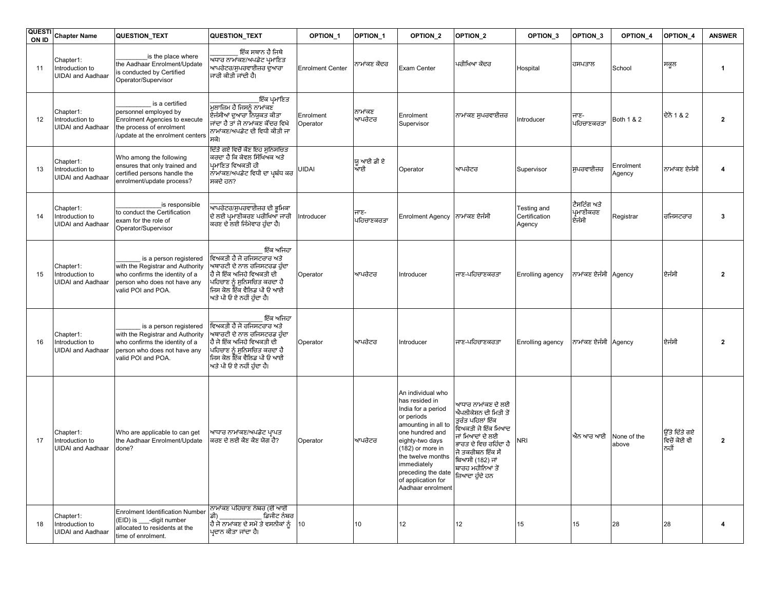| QUESTION ID | Chapter Name | QUESTION_TEXT | QUESTION_TEXT | OPTION_1 | OPTION_1 | OPTION_2 | OPTION_2 | OPTION_3 | OPTION_3 | OPTION_4 | OPTION_4 | ANSWER |
|---|---|---|---|---|---|---|---|---|---|---|---|---|
| 11 | Chapter1: Introduction to UIDAI and Aadhaar | _________is the place where the Aadhaar Enrolment/Update is conducted by Certified Operator/Supervisor | ________ ਇੱਕ ਸਥਾਨ ਹੈ ਜਿਥੇ ਅਧਾਰ ਨਾਮਾਂਕਣ/ਅਪਡੇਟ ਪ੍ਰਮਾਣਿਤ ਆਪਰੇਟਰ/ਸੁਪਰਵਾਈਜ਼ਰ ਦੁਆਰਾ ਜਾਰੀ ਕੀਤੀ ਜਾਂਦੀ ਹੈ। | Enrolment Center | ਨਾਮਾਂਕਣ ਕੇਂਦਰ | Exam Center | ਪਰੀਖਿਆ ਕੇਂਦਰ | Hospital | ਹਸਪਤਾਲ | School | ਸਕੂਲ | 1 |
| 12 | Chapter1: Introduction to UIDAI and Aadhaar | __________ is a certified personnel employed by Enrolment Agencies to execute the process of enrolment /update at the enrolment centers | ________________ ਇੱਕ ਪ੍ਰਮਾਣਿਤ ਮੁਲਾਜ਼ਿਮ ਹੈ ਜਿਸਨੂੰ ਨਾਮਾਂਕਣ ਏਜੰਸੀਆਂ ਦੁਆਰਾ ਨਿਯੁਕਤ ਕੀਤਾ ਜਾਂਦਾ ਹੈ ਤਾਂ ਜੋ ਨਾਮਾਂਕਣ ਕੇਂਦਰ ਵਿਖੇ ਨਾਮਾਂਕਣ/ਅਪਡੇਟ ਦੀ ਵਿਧੀ ਕੀਤੀ ਜਾ ਸਕੇ। | Enrolment Operator | ਨਾਮਾਂਕਣ ਆਪਰੇਟਰ | Enrolment Supervisor | ਨਾਮਾਂਕਣ ਸੁਪਰਵਾਈਜ਼ਰ | Introducer | ਜਾਣ-ਪਹਿਚਾਣਕਰਤਾ | Both 1 & 2 | ਦੋਨੋਂ 1 & 2 | 2 |
| 13 | Chapter1: Introduction to UIDAI and Aadhaar | Who among the following ensures that only trained and certified persons handle the enrolment/update process? | ਦਿੱਤੇ ਗਏ ਵਿਚੋਂ ਕੌਣ ਇਹ ਸੁਨਿਸਚਿਤ ਕਰਦਾ ਹੈ ਕਿ ਕੇਵਲ ਸਿੱਖਿਅਕ ਅਤੇ ਪ੍ਰਮਾਣਿਤ ਵਿਅਕਤੀ ਹੀ ਨਾਮਾਂਕਣ/ਅਪਡੇਟ ਵਿਧੀ ਦਾ ਪ੍ਰਬੰਧ ਕਰ ਸਕਦੇ ਹਨ? | UIDAI | ਯੂ ਆਈ ਡੀ ਏ ਆਈ | Operator | ਆਪਰੇਟਰ | Supervisor | ਸੁਪਰਵਾਈਜ਼ਰ | Enrolment Agency | ਨਾਮਾਂਕਣ ਏਜੰਸੀ | 4 |
| 14 | Chapter1: Introduction to UIDAI and Aadhaar | ____________is responsible to conduct the Certification exam for the role of Operator/Supervisor | ________________ ਆਪਰੇਟਰ/ਸੁਪਰਵਾਈਜ਼ਰ ਦੀ ਭੂਮਿਕਾ ਦੇ ਲਈ ਪ੍ਰਮਾਣੀਕਰਣ ਪਰੀਖਿਆ ਜਾਰੀ ਕਰਣ ਦੇ ਲਈ ਜਿੰਮੇਵਾਰ ਹੁੰਦਾ ਹੈ। | Introducer | ਜਾਣ-ਪਹਿਚਾਣਕਰਤਾ | Enrolment Agency | ਨਾਮਾਂਕਣ ਏਜੰਸੀ | Testing and Certification Agency | ਟੈਸਟਿੰਗ ਅਤੇ ਪ੍ਰਮਾਣੀਕਰਣ ਏਜੰਸੀ | Registrar | ਰਜਿਸਟਰਾਰ | 3 |
| 15 | Chapter1: Introduction to UIDAI and Aadhaar | _______ is a person registered with the Registrar and Authority who confirms the identity of a person who does not have any valid POI and POA. | ________________ ਇੱਕ ਅਜਿਹਾ ਵਿਅਕਤੀ ਹੈ ਜੋ ਰਜਿਸਟਰਾਰ ਅਤੇ ਅਥਾਰਟੀ ਦੇ ਨਾਲ ਰਜਿਸਟਰਡ ਹੁੰਦਾ ਹੈ ਜੋ ਇੱਕ ਅਜਿਹੇ ਵਿਅਕਤੀ ਦੀ ਪਹਿਚਾਣ ਨੂੰ ਸੁਨਿਸਚਿਤ ਕਰਦਾ ਹੈ ਜਿਸ ਕੋਲ ਇੱਕ ਵੈਲਿਡ ਪੀ ਓ ਆਈ ਅਤੇ ਪੀ ਓ ਏ ਨਹੀਂ ਹੁੰਦਾ ਹੈ। | Operator | ਆਪਰੇਟਰ | Introducer | ਜਾਣ-ਪਹਿਚਾਣਕਰਤਾ | Enrolling agency | ਨਾਮਾਂਕਣ ਏਜੰਸੀ | Agency | ਏਜੰਸੀ | 2 |
| 16 | Chapter1: Introduction to UIDAI and Aadhaar | _______ is a person registered with the Registrar and Authority who confirms the identity of a person who does not have any valid POI and POA. | ________________ ਇੱਕ ਅਜਿਹਾ ਵਿਅਕਤੀ ਹੈ ਜੋ ਰਜਿਸਟਰਾਰ ਅਤੇ ਅਥਾਰਟੀ ਦੇ ਨਾਲ ਰਜਿਸਟਰਡ ਹੁੰਦਾ ਹੈ ਜੋ ਇੱਕ ਅਜਿਹੇ ਵਿਅਕਤੀ ਦੀ ਪਹਿਚਾਣ ਨੂੰ ਸੁਨਿਸਚਿਤ ਕਰਦਾ ਹੈ ਜਿਸ ਕੋਲ ਇੱਕ ਵੈਲਿਡ ਪੀ ਓ ਆਈ ਅਤੇ ਪੀ ਓ ਏ ਨਹੀਂ ਹੁੰਦਾ ਹੈ। | Operator | ਆਪਰੇਟਰ | Introducer | ਜਾਣ-ਪਹਿਚਾਣਕਰਤਾ | Enrolling agency | ਨਾਮਾਂਕਣ ਏਜੰਸੀ | Agency | ਏਜੰਸੀ | 2 |
| 17 | Chapter1: Introduction to UIDAI and Aadhaar | Who are applicable to can get the Aadhaar Enrolment/Update done? | ਆਧਾਰ ਨਾਮਾਂਕਣ/ਅਪਡੇਟ ਪ੍ਰਾਪਤ ਕਰਣ ਦੇ ਲਈ ਕੌਣ ਕੌਣ ਯੋਗ ਹੈ? | Operator | ਆਪਰੇਟਰ | An individual who has resided in India for a period or periods amounting in all to one hundred and eighty-two days (182) or more in the twelve months immediately preceding the date of application for Aadhaar enrolment | ਆਧਾਰ ਨਾਮਾਂਕਣ ਦੇ ਲਈ ਐਪਲੀਕੇਸ਼ਨ ਦੀ ਮਿਤੀ ਤੋਂ ਤੁਰੰਤ ਪਹਿਲਾਂ ਇੱਕ ਵਿਅਕਤੀ ਜੋ ਇੱਕ ਮਿਆਦ ਜਾਂ ਮਿਆਦਾਂ ਦੇ ਲਈ ਭਾਰਤ ਦੇ ਵਿਚ ਰਹਿੰਦਾ ਹੈ ਜੋ ਤਕਰੀਬਨ ਇੱਕ ਸੌ ਬਿਆਸੀ (182) ਜਾਂ ਬਾਰਹ ਮਹੀਨਿਆਂ ਤੋਂ ਜ਼ਿਆਦਾ ਹੁੰਦੇ ਹਨ | NRI | ਐਨ ਆਰ ਆਈ | None of the above | ਉੱਤੇ ਦਿੱਤੇ ਗਏ ਵਿਚੋਂ ਕੋਈ ਵੀ ਨਹੀਂ | 2 |
| 18 | Chapter1: Introduction to UIDAI and Aadhaar | Enrolment Identification Number (EID) is ___-digit number allocated to residents at the time of enrolment. | ਨਾਮਾਂਕਣ ਪਹਿਚਾਣ ਨੰਬਰ (ਈ ਆਈ ਡੀ) ________________ ਡਿਜੀਟ ਨੰਬਰ ਹੈ ਜੋ ਨਾਮਾਂਕਣ ਦੇ ਸਮੇਂ ਤੇ ਵਸਨੀਕਾਂ ਨੂੰ ਪ੍ਰਦਾਨ ਕੀਤਾ ਜਾਂਦਾ ਹੈ। | 10 | 10 | 12 | 12 | 15 | 15 | 28 | 28 | 4 |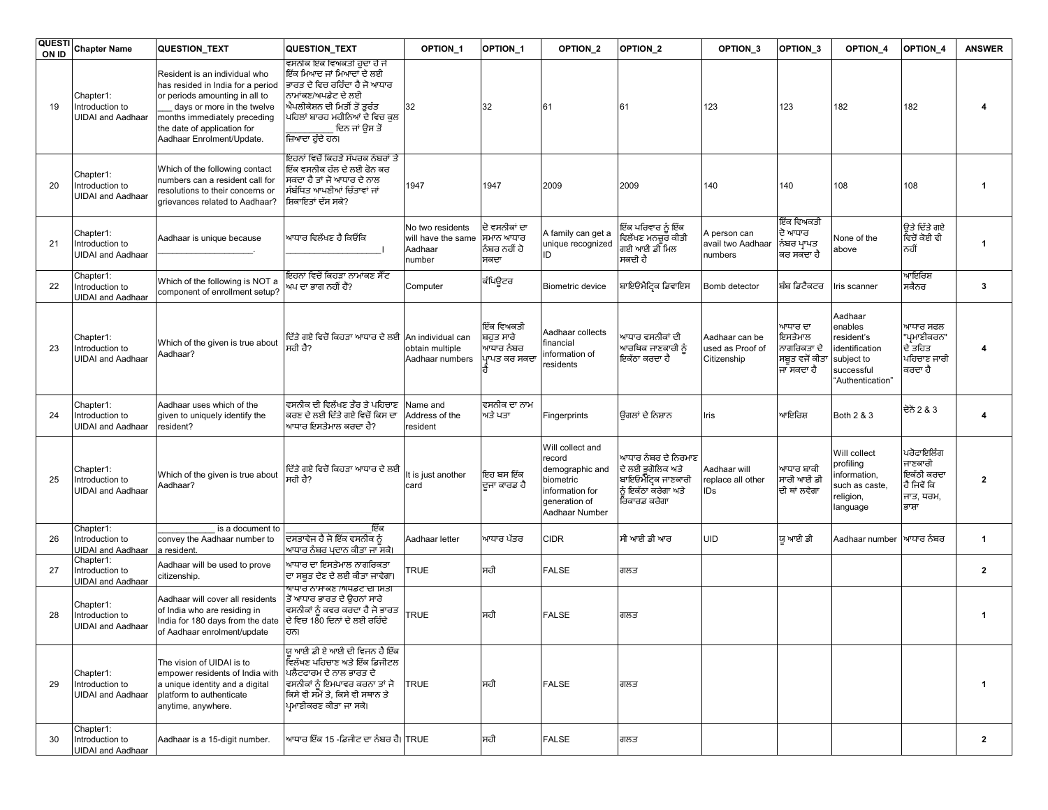| QUESTION ID | Chapter Name | QUESTION_TEXT | QUESTION_TEXT | OPTION_1 | OPTION_1 | OPTION_2 | OPTION_2 | OPTION_3 | OPTION_3 | OPTION_4 | OPTION_4 | ANSWER |
|---|---|---|---|---|---|---|---|---|---|---|---|---|
| 19 | Chapter1: Introduction to UIDAI and Aadhaar | Resident is an individual who has resided in India for a period or periods amounting in all to ___ days or more in the twelve months immediately preceding the date of application for Aadhaar Enrolment/Update. | ਵਸਨੀਕ ਇਕ ਵਿਅਕਤੀ ਹੁੰਦਾ ਹੈ ਜੋ ਇੱਕ ਮਿਆਦ ਜਾਂ ਮਿਆਦਾਂ ਦੇ ਲਈ ਭਾਰਤ ਦੇ ਵਿਚ ਰਹਿੰਦਾ ਹੈ ਜੋ ਆਧਾਰ ਨਾਮਾਂਕਣ/ਅਪਡੇਟ ਦੇ ਲਈ ਐਪਲੀਕੇਸ਼ਨ ਦੀ ਮਿਤੀ ਤੋਂ ਤੁਰੰਤ ਪਹਿਲਾਂ ਬਾਰਾਂ ਮਹੀਨਿਆਂ ਦੇ ਵਿਚ ਕੁਲ __________ ਦਿਨ ਜਾਂ ਉਸ ਤੋਂ ਜ਼ਿਆਦਾ ਹੁੰਦੇ ਹਨ। | 32 | 32 | 61 | 61 | 123 | 123 | 182 | 182 | 4 |
| 20 | Chapter1: Introduction to UIDAI and Aadhaar | Which of the following contact numbers can a resident call for resolutions to their concerns or grievances related to Aadhaar? | ਇਹਨਾਂ ਵਿਚੋਂ ਕਿਹੜੇ ਸੰਪਰਕ ਨੰਬਰਾਂ ਤੇ ਇੱਕ ਵਸਨੀਕ ਹੱਲ ਦੇ ਲਈ ਫੋਨ ਕਰ ਸਕਦਾ ਹੈ ਤਾਂ ਜੋ ਆਧਾਰ ਦੇ ਨਾਲ ਸੰਬੰਧਿਤ ਆਪਣੀਆਂ ਚਿੰਤਾਵਾਂ ਜਾਂ ਸ਼ਿਕਾਇਤਾਂ ਦੱਸ ਸਕੇ? | 1947 | 1947 | 2009 | 2009 | 140 | 140 | 108 | 108 | 1 |
| 21 | Chapter1: Introduction to UIDAI and Aadhaar | Aadhaar is unique because ____________________. | ਆਧਾਰ ਵਿਲੱਖਣ ਹੈ ਕਿਉਂਕਿ ____________________। | No two residents will have the same Aadhaar number | ਦੋ ਵਸਨੀਕਾਂ ਦਾ ਸਮਾਨ ਆਧਾਰ ਨੰਬਰ ਨਹੀਂ ਹੋ ਸਕਦਾ | A family can get a unique recognized ID | ਇੱਕ ਪਰਿਵਾਰ ਨੂੰ ਇੱਕ ਵਿਲੱਖਣ ਮਨਜ਼ੂਰ ਕੀਤੀ ਗਈ ਆਈ ਡੀ ਮਿਲ ਸਕਦੀ ਹੈ | A person can avail two Aadhaar numbers | ਇੱਕ ਵਿਅਕਤੀ ਦੋ ਆਧਾਰ ਨੰਬਰ ਪ੍ਰਾਪਤ ਕਰ ਸਕਦਾ ਹੈ | None of the above | ਉਤੇ ਦਿੱਤੇ ਗਏ ਵਿਚੋਂ ਕੋਈ ਵੀ ਨਹੀਂ | 1 |
| 22 | Chapter1: Introduction to UIDAI and Aadhaar | Which of the following is NOT a component of enrollment setup? | ਇਹਨਾਂ ਵਿਚੋਂ ਕਿਹੜਾ ਨਾਮਾਂਕਣ ਸੈੱਟ ਅਪ ਦਾ ਭਾਗ ਨਹੀਂ ਹੈ? | Computer | ਕੰਪਿਊਟਰ | Biometric device | ਬਾਇਓਮੈਟ੍ਰਿਕ ਡਿਵਾਇਸ | Bomb detector | ਬੰਬ ਡਿਟੈਕਟਰ | Iris scanner | ਆਇਰਿਸ਼ ਸਕੈਨਰ | 3 |
| 23 | Chapter1: Introduction to UIDAI and Aadhaar | Which of the given is true about Aadhaar? | ਦਿੱਤੇ ਗਏ ਵਿਚੋਂ ਕਿਹੜਾ ਆਧਾਰ ਦੇ ਲਈ ਸਹੀ ਹੈ? | An individual can obtain multiple Aadhaar numbers | ਇੱਕ ਵਿਅਕਤੀ ਬਹੁਤ ਸਾਰੇ ਆਧਾਰ ਨੰਬਰ ਪ੍ਰਾਪਤ ਕਰ ਸਕਦਾ ਹੈ | Aadhaar collects financial information of residents | ਆਧਾਰ ਵਸਨੀਕਾਂ ਦੀ ਆਰਥਿਕ ਜਾਣਕਾਰੀ ਨੂੰ ਇਕੱਠਾ ਕਰਦਾ ਹੈ | Aadhaar can be used as Proof of Citizenship | ਆਧਾਰ ਦਾ ਇਸਤੇਮਾਲ ਨਾਗਰਿਕਤਾ ਦੇ ਸਬੂਤ ਵਜੋਂ ਕੀਤਾ ਜਾ ਸਕਦਾ ਹੈ | Aadhaar enables resident's identification subject to successful "Authentication" | ਆਧਾਰ ਸਫਲ "ਪ੍ਰਮਾਣੀਕਰਨ" ਦੇ ਤਹਿਤ ਪਹਿਚਾਣ ਜਾਰੀ ਕਰਦਾ ਹੈ | 4 |
| 24 | Chapter1: Introduction to UIDAI and Aadhaar | Aadhaar uses which of the given to uniquely identify the resident? | ਵਸਨੀਕ ਦੀ ਵਿਲੱਖਣ ਤੌਰ ਤੇ ਪਹਿਚਾਣ ਕਰਣ ਦੇ ਲਈ ਦਿੱਤੇ ਗਏ ਵਿਚੋਂ ਕਿਸ ਦਾ ਆਧਾਰ ਇਸਤੇਮਾਲ ਕਰਦਾ ਹੈ? | Name and Address of the resident | ਵਸਨੀਕ ਦਾ ਨਾਮ ਅਤੇ ਪਤਾ | Fingerprints | ਉਂਗਲਾਂ ਦੇ ਨਿਸ਼ਾਨ | Iris | ਆਇਰਿਸ਼ | Both 2 & 3 | ਦੋਨੋਂ 2 & 3 | 4 |
| 25 | Chapter1: Introduction to UIDAI and Aadhaar | Which of the given is true about Aadhaar? | ਦਿੱਤੇ ਗਏ ਵਿਚੋਂ ਕਿਹੜਾ ਆਧਾਰ ਦੇ ਲਈ ਸਹੀ ਹੈ? | It is just another card | ਇਹ ਬਸ ਇੱਕ ਦੂਜਾ ਕਾਰਡ ਹੈ | Will collect and record demographic and biometric information for generation of Aadhaar Number | ਆਧਾਰ ਨੰਬਰ ਦੇ ਨਿਰਮਾਣ ਦੇ ਲਈ ਭੂਗੋਲਿਕ ਅਤੇ ਬਾਇਓਮੈਟ੍ਰਿਕ ਜਾਣਕਾਰੀ ਨੂੰ ਇਕੱਠਾ ਕਰੇਗਾ ਅਤੇ ਰਿਕਾਰਡ ਕਰੇਗਾ | Aadhaar will replace all other IDs | ਆਧਾਰ ਬਾਕੀ ਸਾਰੀ ਆਈ ਡੀ ਦੀ ਥਾਂ ਲਵੇਗਾ | Will collect profiling information, such as caste, religion, language | ਪਰੋਫਾਇਲਿੰਗ ਜਾਣਕਾਰੀ ਇਕੱਠੀ ਕਰਦਾ ਹੈ ਜਿਵੇਂ ਕਿ ਜਾਤ, ਧਰਮ, ਭਾਸ਼ਾ | 2 |
| 26 | Chapter1: Introduction to UIDAI and Aadhaar | ___________ is a document to convey the Aadhaar number to a resident. | ___________ ਇੱਕ ਦਸਤਾਵੇਜ਼ ਹੈ ਜੋ ਇੱਕ ਵਸਨੀਕ ਨੂੰ ਆਧਾਰ ਨੰਬਰ ਪ੍ਰਦਾਨ ਕੀਤਾ ਜਾ ਸਕੇ। | Aadhaar letter | ਆਧਾਰ ਪੱਤਰ | CIDR | ਸੀ ਆਈ ਡੀ ਆਰ | UID | ਯੂ ਆਈ ਡੀ | Aadhaar number | ਆਧਾਰ ਨੰਬਰ | 1 |
| 27 | Chapter1: Introduction to UIDAI and Aadhaar | Aadhaar will be used to prove citizenship. | ਆਧਾਰ ਦਾ ਇਸਤੇਮਾਲ ਨਾਗਰਿਕਤਾ ਦਾ ਸਬੂਤ ਦੇਣ ਦੇ ਲਈ ਕੀਤਾ ਜਾਵੇਗਾ। | TRUE | ਸਹੀ | FALSE | ਗਲਤ | | | | | 2 |
| 28 | Chapter1: Introduction to UIDAI and Aadhaar | Aadhaar will cover all residents of India who are residing in India for 180 days from the date of Aadhaar enrolment/update | ਆਧਾਰ ਨਾਮਾਂਕਣ /ਅਪਡੇਟ ਦੀ ਮਿਤੀ ਤੋਂ ਆਧਾਰ ਭਾਰਤ ਦੇ ਉਹਨਾਂ ਸਾਰੇ ਵਸਨੀਕਾਂ ਨੂੰ ਕਵਰ ਕਰਦਾ ਹੈ ਜੋ ਭਾਰਤ ਦੇ ਵਿਚ 180 ਦਿਨਾਂ ਦੇ ਲਈ ਰਹਿੰਦੇ ਹਨ। | TRUE | ਸਹੀ | FALSE | ਗਲਤ | | | | | 1 |
| 29 | Chapter1: Introduction to UIDAI and Aadhaar | The vision of UIDAI is to empower residents of India with a unique identity and a digital platform to authenticate anytime, anywhere. | ਯੂ ਆਈ ਡੀ ਏ ਆਈ ਦੀ ਵਿਜਨ ਹੈ ਇੱਕ ਵਿਲੱਖਣ ਪਹਿਚਾਣ ਅਤੇ ਇੱਕ ਡਿਜੀਟਲ ਪਲੈਟਫਾਰਮ ਦੇ ਨਾਲ ਭਾਰਤ ਦੇ ਵਸਨੀਕਾਂ ਨੂੰ ਇਮਪਾਵਰ ਕਰਨਾ ਤਾਂ ਜੋ ਕਿਸੇ ਵੀ ਸਮੇਂ ਤੇ, ਕਿਸੇ ਵੀ ਸਥਾਨ ਤੇ ਪ੍ਰਮਾਣੀਕਰਣ ਕੀਤਾ ਜਾ ਸਕੇ। | TRUE | ਸਹੀ | FALSE | ਗਲਤ | | | | | 1 |
| 30 | Chapter1: Introduction to UIDAI and Aadhaar | Aadhaar is a 15-digit number. | ਆਧਾਰ ਇੱਕ 15 -ਡਿਜੀਟ ਦਾ ਨੰਬਰ ਹੈ। | TRUE | ਸਹੀ | FALSE | ਗਲਤ | | | | | 2 |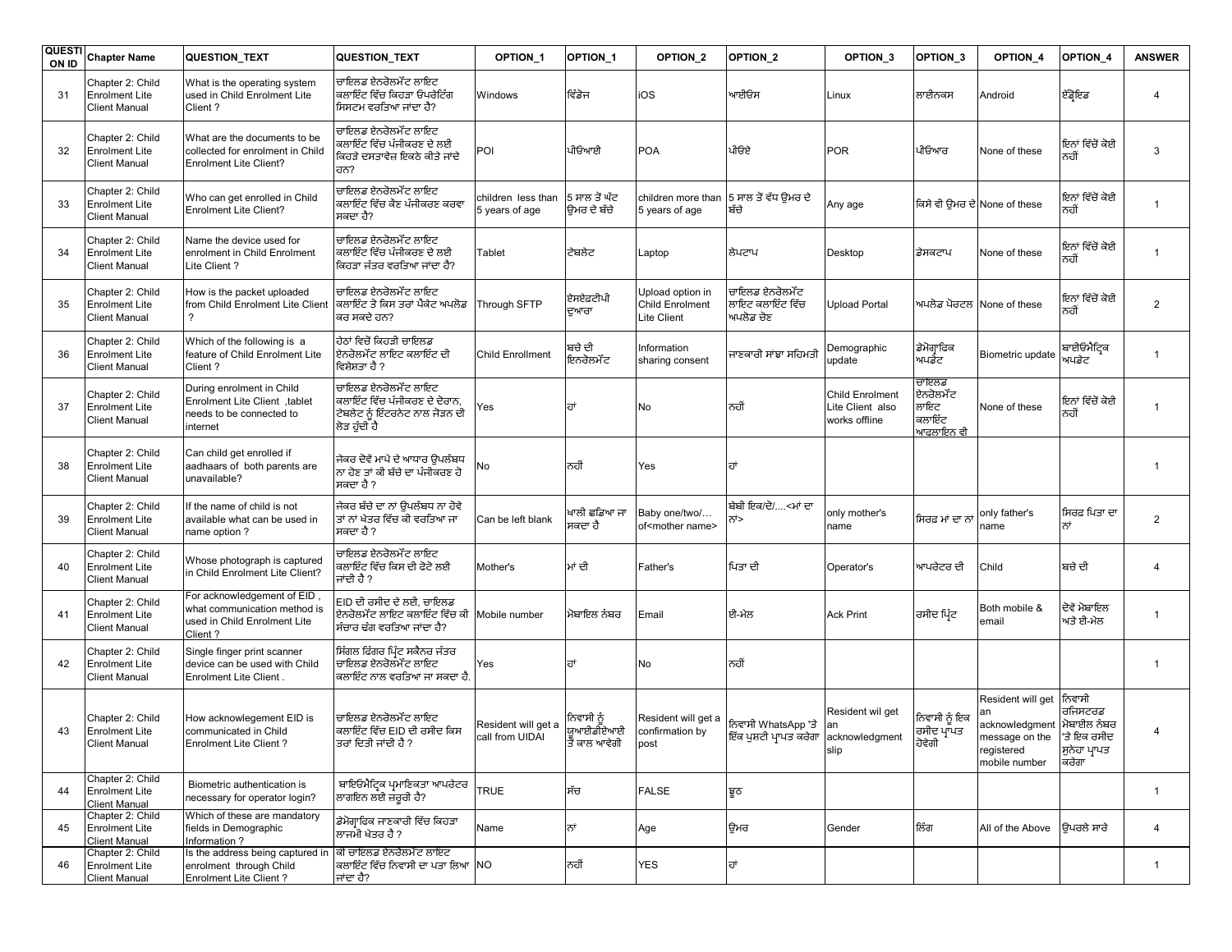| QUESTION ID | Chapter Name | QUESTION_TEXT | QUESTION_TEXT | OPTION_1 | OPTION_1 | OPTION_2 | OPTION_2 | OPTION_3 | OPTION_3 | OPTION_4 | OPTION_4 | ANSWER |
|---|---|---|---|---|---|---|---|---|---|---|---|---|
| 31 | Chapter 2: Child Enrolment Lite Client Manual | What is the operating system used in Child Enrolment Lite Client? | ਚਾਇਲਡ ਏਨਰੋਲਮੇਂਟ ਲਾਇਟ ਕਲਾਇੰਟ ਵਿੱਚ ਕਿਹੜਾ ਓਪਰੇਟਿੰਗ ਸਿਸਟਮ ਵਰਤਿਆ ਜਾਂਦਾ ਹੈ? | Windows | ਵਿੰਡੋਜ | iOS | ਆਈਓਸ | Linux | ਲਾਈਨਕਸ | Android | ਐਂਡ੍ਰੋਇਡ | 4 |
| 32 | Chapter 2: Child Enrolment Lite Client Manual | What are the documents to be collected for enrolment in Child Enrolment Lite Client? | ਚਾਇਲਡ ਏਨਰੋਲਮੇਂਟ ਲਾਇਟ ਕਲਾਇੰਟ ਵਿੱਚ ਪੰਜੀਕਰਣ ਦੇ ਲਈ ਕਿਹੜੇ ਦਸਤਾਵੇਜ ਇਕਠੇ ਕੀਤੇ ਜਾਂਦੇ ਹਨ? | POI | ਪੀਓਆਈ | POA | ਪੀਓਏ | POR | ਪੀਓਆਰ | None of these | ਇਨ੍ਹਾਂ ਵਿੱਚੋਂ ਕੋਈ ਨਹੀਂ | 3 |
| 33 | Chapter 2: Child Enrolment Lite Client Manual | Who can get enrolled in Child Enrolment Lite Client? | ਚਾਇਲਡ ਏਨਰੋਲਮੇਂਟ ਲਾਇਟ ਕਲਾਇੰਟ ਵਿੱਚ ਕੌਣ ਪੰਜੀਕਰਣ ਕਰਵਾ ਸਕਦਾ ਹੈ? | children less than 5 years of age | 5 ਸਾਲ ਤੋਂ ਘੱਟ ਉਮਰ ਦੇ ਬੱਚੇ | children more than 5 years of age | 5 ਸਾਲ ਤੋਂ ਵੱਧ ਉਮਰ ਦੇ ਬੱਚੇ | Any age | ਕਿਸੇ ਵੀ ਉਮਰ ਦੇ | None of these | ਇਨ੍ਹਾਂ ਵਿੱਚੋਂ ਕੋਈ ਨਹੀਂ | 1 |
| 34 | Chapter 2: Child Enrolment Lite Client Manual | Name the device used for enrolment in Child Enrolment Lite Client ? | ਚਾਇਲਡ ਏਨਰੋਲਮੇਂਟ ਲਾਇਟ ਕਲਾਇੰਟ ਵਿੱਚ ਪੰਜੀਕਰਣ ਦੇ ਲਈ ਕਿਹੜਾ ਜੰਤਰ ਵਰਤਿਆ ਜਾਂਦਾ ਹੈ? | Tablet | ਟੈਬਲੇਟ | Laptop | ਲੈਪਟਾਪ | Desktop | ਡੈਸਕਟਾਪ | None of these | ਇਨ੍ਹਾਂ ਵਿੱਚੋਂ ਕੋਈ ਨਹੀਂ | 1 |
| 35 | Chapter 2: Child Enrolment Lite Client Manual | How is the packet uploaded from Child Enrolment Lite Client ? | ਚਾਇਲਡ ਏਨਰੋਲਮੇਂਟ ਲਾਇਟ ਕਲਾਇੰਟ ਤੋ ਕਿਸ ਤਰਾਂ ਪੈਕੇਟ ਅਪਲੋਡ ਕਰ ਸਕਦੇ ਹਨ? | Through SFTP | ਏਸਏਫ਼ਟੀਪੀ ਦੁਆਰਾ | Upload option in Child Enrolment Lite Client | ਚਾਇਲਡ ਏਨਰੋਲਮੇਂਟ ਲਾਇਟ ਕਲਾਇੰਟ ਵਿੱਚ ਅਪਲੋਡ ਚੋਣ | Upload Portal | ਅਪਲੋਡ ਪੋਰਟਲ | None of these | ਇਨ੍ਹਾਂ ਵਿੱਚੋਂ ਕੋਈ ਨਹੀਂ | 2 |
| 36 | Chapter 2: Child Enrolment Lite Client Manual | Which of the following is a feature of Child Enrolment Lite Client ? | ਹੇਠਾਂ ਵਿਚੋ ਕਿਹੜੀ ਚਾਇਲਡ ਏਨਰੋਲਮੇਂਟ ਲਾਇਟ ਕਲਾਇੰਟ ਦੀ ਵਿਸ਼ੇਸ਼ਤਾ ਹੈ ? | Child Enrollment | ਬਚੇ ਦੀ ਇਨਰੋਲਮੇਂਟ | Information sharing consent | ਜਾਣਕਾਰੀ ਸਾਂਝਾ ਸਹਿਮਤੀ | Demographic update | ਡੇਮੋਗ੍ਰਾਫਿਕ ਅਪਡੇਟ | Biometric update | ਬਾਈਓਮੈਟ੍ਰਿਕ ਅਪਡੇਟ | 1 |
| 37 | Chapter 2: Child Enrolment Lite Client Manual | During enrolment in Child Enrolment Lite Client ,tablet needs to be connected to internet | ਚਾਇਲਡ ਏਨਰੋਲਮੇਂਟ ਲਾਇਟ ਕਲਾਇੰਟ ਵਿੱਚ ਪੰਜੀਕਰਣ ਦੇ ਦੋਰਾਨ, ਟੇਬਲੇਟ ਨੂੰ ਇੰਟਰਨੇਟ ਨਾਲ ਜੋੜਨ ਦੀ ਲੋੜ ਹੁੰਦੀ ਹੈ | Yes | ਹਾਂ | No | ਨਹੀਂ | Child Enrolment Lite Client also works offline | ਚਾਇਲਡ ਏਨਰੋਲਮੇਂਟ ਲਾਇਟ ਕਲਾਇੰਟ ਆਫਲਾਇਨ ਵੀ | None of these | ਇਨ੍ਹਾਂ ਵਿੱਚੋਂ ਕੋਈ ਨਹੀਂ | 1 |
| 38 | Chapter 2: Child Enrolment Lite Client Manual | Can child get enrolled if aadhaars of both parents are unavailable? | ਜੇਕਰ ਦੋਵੇਂ ਮਾਪੇ ਦੇ ਆਧਾਰ ਉਪਲੱਬਧ ਨਾ ਹੋਣ ਤਾਂ ਕੀ ਬੱਚੇ ਦਾ ਪੰਜੀਕਰਣ ਹੋ ਸਕਦਾ ਹੈ ? | No | ਨਹੀਂ | Yes | ਹਾਂ | | | | | 1 |
| 39 | Chapter 2: Child Enrolment Lite Client Manual | If the name of child is not available what can be used in name option ? | ਜੇਕਰ ਬੱਚੇ ਦਾ ਨਾਂ ਉਪਲੱਬਧ ਨਾ ਹੋਵੇ ਤਾਂ ਨਾਂ ਖੇਤਰ ਵਿੱਚ ਕੀ ਵਰਤਿਆ ਜਾ ਸਕਦਾ ਹੈ ? | Can be left blank | ਖਾਲੀ ਛਡਿਆ ਜਾ ਸਕਦਾ ਹੈ | Baby one/two/… of<mother name> | ਬੇਬੀ ਇਕ/ਦੋ/….<ਮਾਂ ਦਾ ਨਾਂ> | only mother's name | ਸਿਰਫ਼ ਮਾਂ ਦਾ ਨਾਂ | only father's name | ਸਿਰਫ਼ ਪਿਤਾ ਦਾ ਨਾਂ | 2 |
| 40 | Chapter 2: Child Enrolment Lite Client Manual | Whose photograph is captured in Child Enrolment Lite Client? | ਚਾਇਲਡ ਏਨਰੋਲਮੇਂਟ ਲਾਇਟ ਕਲਾਇੰਟ ਵਿੱਚ ਕਿਸ ਦੀ ਫੋਟੋ ਲਈ ਜਾਂਦੀ ਹੈ ? | Mother's | ਮਾਂ ਦੀ | Father's | ਪਿਤਾ ਦੀ | Operator's | ਆਪਰੇਟਰ ਦੀ | Child | ਬਚੇ ਦੀ | 4 |
| 41 | Chapter 2: Child Enrolment Lite Client Manual | For acknowledgement of EID , what communication method is used in Child Enrolment Lite Client? | EID ਦੀ ਰਸੀਦ ਦੇ ਲਈ, ਚਾਇਲਡ ਏਨਰੋਲਮੇਂਟ ਲਾਇਟ ਕਲਾਇੰਟ ਵਿੱਚ ਕੀ ਸੰਚਾਰ ਢੰਗ ਵਰਤਿਆ ਜਾਂਦਾ ਹੈ? | Mobile number | ਮੋਬਾਇਲ ਨੰਬਰ | Email | ਈ-ਮੇਲ | Ack Print | ਰਸੀਦ ਪ੍ਰਿੰਟ | Both mobile & email | ਦੋਵੇਂ ਮੋਬਾਇਲ ਅਤੇ ਈ-ਮੇਲ | 1 |
| 42 | Chapter 2: Child Enrolment Lite Client Manual | Single finger print scanner device can be used with Child Enrolment Lite Client . | ਸਿੰਗਲ ਫਿੰਗਰ ਪ੍ਰਿੰਟ ਸਕੈਨਰ ਜੰਤਰ ਚਾਇਲਡ ਏਨਰੋਲਮੇਂਟ ਲਾਇਟ ਕਲਾਇੰਟ ਨਾਲ ਵਰਤਿਆ ਜਾ ਸਕਦਾ ਹੈ. | Yes | ਹਾਂ | No | ਨਹੀਂ | | | | | 1 |
| 43 | Chapter 2: Child Enrolment Lite Client Manual | How acknowlegement EID is communicated in Child Enrolment Lite Client ? | ਚਾਇਲਡ ਏਨਰੋਲਮੇਂਟ ਲਾਇਟ ਕਲਾਇੰਟ ਵਿੱਚ EID ਦੀ ਰਸੀਦ ਕਿਸ ਤਰਾਂ ਦਿਤੀ ਜਾਂਦੀ ਹੈ ? | Resident will get a call from UIDAI | ਨਿਵਾਸੀ ਨੂੰ ਯੂਆਈਡੀਏਆਈ ਤੋ ਕਾਲ ਆਵੇਗੀ | Resident will get a confirmation by post | ਨਿਵਾਸੀ WhatsApp 'ਤੇ ਇੱਕ ਪੁਸ਼ਟੀ ਪ੍ਰਾਪਤ ਕਰੇਗਾ | Resident wil get an acknowledgment slip | ਨਿਵਾਸੀ ਨੂੰ ਇਕ ਰਸੀਦ ਪ੍ਰਾਪਤ ਹੋਵੇਗੀ | Resident will get an acknowledgment message on the registered mobile number | ਨਿਵਾਸੀ ਰਜਿਸਟਰਡ ਮੋਬਾਈਲ ਨੰਬਰ 'ਤੇ ਇਕ ਰਸੀਦ ਸੁਨੇਹਾ ਪ੍ਰਾਪਤ ਕਰੇਗਾ | 4 |
| 44 | Chapter 2: Child Enrolment Lite Client Manual | Biometric authentication is necessary for operator login? | ਬਾਇਓਮੈਟ੍ਰਿਕ ਪ੍ਰਮਾਣਿਕਤਾ ਆਪਰੇਟਰ ਲਾਗਇਨ ਲਈ ਜ਼ਰੂਰੀ ਹੈ? | TRUE | ਸੱਚ | FALSE | ਝੂਠ | | | | | 1 |
| 45 | Chapter 2: Child Enrolment Lite Client Manual | Which of these are mandatory fields in Demographic Information ? | ਡੇਮੋਗ੍ਰਾਫਿਕ ਜਾਣਕਾਰੀ ਵਿੱਚ ਕਿਹੜਾ ਲਾਜਮੀ ਖੇਤਰ ਹੈ ? | Name | ਨਾਂ | Age | ਉਮਰ | Gender | ਲਿੰਗ | All of the Above | ਉਪਰਲੇ ਸਾਰੇ | 4 |
| 46 | Chapter 2: Child Enrolment Lite Client Manual | Is the address being captured in enrolment through Child Enrolment Lite Client ? | ਕੀ ਚਾਇਲਡ ਏਨਰੋਲਮੇਂਟ ਲਾਇਟ ਕਲਾਇੰਟ ਵਿੱਚ ਨਿਵਾਸੀ ਦਾ ਪਤਾ ਲਿਆ ਜਾਂਦਾ ਹੈ? | NO | ਨਹੀਂ | YES | ਹਾਂ | | | | | 1 |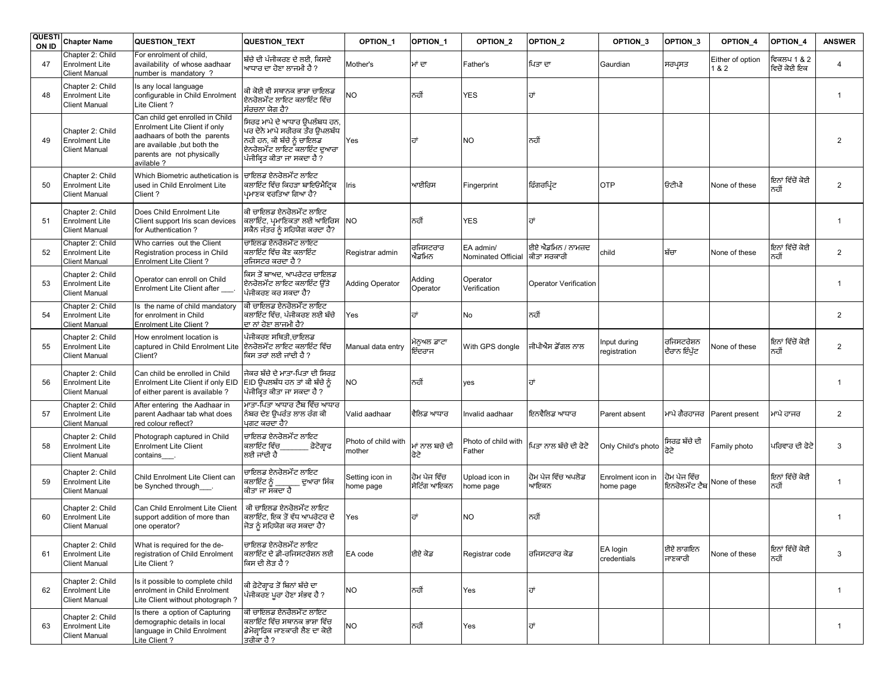| QUESTION ID | Chapter Name | QUESTION_TEXT | QUESTION_TEXT | OPTION_1 | OPTION_1 | OPTION_2 | OPTION_2 | OPTION_3 | OPTION_3 | OPTION_4 | OPTION_4 | ANSWER |
|---|---|---|---|---|---|---|---|---|---|---|---|---|
| 47 | Chapter 2: Child Enrolment Lite Client Manual | For enrolment of child, availability of whose aadhaar number is mandatory ? | ਬੱਚੇ ਦੀ ਪੰਜੀਕਰਣ ਦੇ ਲਈ, ਕਿਸਦੇ ਆਧਾਰ ਦਾ ਹੋਣਾ ਲਾਜਮੀ ਹੈ ? | Mother's | ਮਾਂ ਦਾ | Father's | ਪਿਤਾ ਦਾ | Gaurdian | ਸਰਪ੍ਰਸਤ | Either of option 1 & 2 | ਵਿਕਲਪ 1 & 2 ਵਿਚੋਂ ਕੋਈ ਇਕ | 4 |
| 48 | Chapter 2: Child Enrolment Lite Client Manual | Is any local language configurable in Child Enrolment Lite Client ? | ਕੀ ਕੋਈ ਵੀ ਸਥਾਨਕ ਭਾਸ਼ਾ ਚਾਇਲਡ ਏਨਰੋਲਮੇਂਟ ਲਾਇਟ ਕਲਾਇੰਟ ਵਿੱਚ ਸੰਰਚਨਾ ਯੋਗ ਹੈ? | NO | ਨਹੀਂ | YES | ਹਾਂ | | | | | 1 |
| 49 | Chapter 2: Child Enrolment Lite Client Manual | Can child get enrolled in Child Enrolment Lite Client if only aadhaars of both the parents are available ,but both the parents are not physically avilable ? | ਸਿਰਫ ਮਾਪੇ ਦੇ ਆਧਾਰ ਉਪਲੱਬਧ ਹਨ, ਪਰ ਦੋਨੇ ਮਾਪੇ ਸਰੀਰਕ ਤੌਰ ਉਪਲਬੱਧ ਨਹੀ ਹਨ, ਕੀ ਬੱਚੇ ਨੂੰ ਚਾਇਲਡ ਏਨਰੋਲਮੇਂਟ ਲਾਇਟ ਕਲਾਇੰਟ ਦੁਆਰਾ ਪੰਜੀਕ੍ਰਿਤ ਕੀਤਾ ਜਾ ਸਕਦਾ ਹੈ ? | Yes | ਹਾਂ | NO | ਨਹੀਂ | | | | | 2 |
| 50 | Chapter 2: Child Enrolment Lite Client Manual | Which Biometric authetication is used in Child Enrolment Lite Client ? | ਚਾਇਲਡ ਏਨਰੋਲਮੇਂਟ ਲਾਇਟ ਕਲਾਇੰਟ ਵਿੱਚ ਕਿਹੜਾ ਬਾਇਓਮੈਟ੍ਰਿਕ ਪ੍ਰਮਾਣਕ ਵਰਤਿਆ ਗਿਆ ਹੈ? | Iris | ਆਈਰਿਸ | Fingerprint | ਫਿੰਗਰਪ੍ਰਿੰਟ | OTP | ਓਟੀਪੀ | None of these | ਇਨਾਂ ਵਿੱਚੋਂ ਕੋਈ ਨਹੀਂ | 2 |
| 51 | Chapter 2: Child Enrolment Lite Client Manual | Does Child Enrolment Lite Client support Iris scan devices for Authentication ? | ਕੀ ਚਾਇਲਡ ਏਨਰੋਲਮੇਂਟ ਲਾਇਟ ਕਲਾਇੰਟ, ਪ੍ਰਮਾਣਿਕਤਾ ਲਈ ਆਇਰਿਸ ਸਕੈਨ ਜੰਤਰ ਨੂੰ ਸਹਿਯੋਗ ਕਰਦਾ ਹੈ? | NO | ਨਹੀਂ | YES | ਹਾਂ | | | | | 1 |
| 52 | Chapter 2: Child Enrolment Lite Client Manual | Who carries out the Client Registration process in Child Enrolment Lite Client ? | ਚਾਇਲਡ ਏਨਰੋਲਮੇਂਟ ਲਾਇਟ ਕਲਾਇੰਟ ਵਿੱਚ ਕੌਣ ਕਲਾਇੰਟ ਰਜਿਸਟਰ ਕਰਦਾ ਹੈ ? | Registrar admin | ਰਜਿਸਟਰਾਰ ਐਡਮਿਨ | EA admin/ Nominated Official | ਈਏ ਐਡਮਿਨ / ਨਾਮਜ਼ਦ ਕੀਤਾ ਸਰਕਾਰੀ | child | ਬੱਚਾ | None of these | ਇਨਾਂ ਵਿੱਚੋਂ ਕੋਈ ਨਹੀਂ | 2 |
| 53 | Chapter 2: Child Enrolment Lite Client Manual | Operator can enroll on Child Enrolment Lite Client after ___. | ਕਿਸ ਤੋਂ ਬਾਅਦ, ਆਪਰੇਟਰ ਚਾਇਲਡ ਏਨਰੋਲਮੇਂਟ ਲਾਇਟ ਕਲਾਇੰਟ ਉੱਤੇ ਪੰਜੀਕਰਣ ਕਰ ਸਕਦਾ ਹੈ? | Adding Operator | Adding Operator | Operator Verification | Operator Verification | | | | | 1 |
| 54 | Chapter 2: Child Enrolment Lite Client Manual | Is the name of child mandatory for enrolment in Child Enrolment Lite Client ? | ਕੀ ਚਾਇਲਡ ਏਨਰੋਲਮੇਂਟ ਲਾਇਟ ਕਲਾਇੰਟ ਵਿੱਚ, ਪੰਜੀਕਰਣ ਲਈ ਬੱਚੇ ਦਾ ਨਾਂ ਹੋਣਾ ਲਾਜਮੀ ਹੈ? | Yes | ਹਾਂ | No | ਨਹੀਂ | | | | | 2 |
| 55 | Chapter 2: Child Enrolment Lite Client Manual | How enrolment location is captured in Child Enrolment Lite Client? | ਪੰਜੀਕਰਣ ਸਥਿਤੀ,ਚਾਇਲਡ ਏਨਰੋਲਮੇਂਟ ਲਾਇਟ ਕਲਾਇੰਟ ਵਿੱਚ ਕਿਸ ਤਰਾਂ ਲਈ ਜਾਂਦੀ ਹੈ ? | Manual data entry | ਮੇਨੂਅਲ ਡਾਟਾ ਇੰਦਰਾਜ | With GPS dongle | ਜੀਪੀਐਸ ਡੋਂਗਲ ਨਾਲ | Input during registration | ਰਜਿਸਟਰੇਸ਼ਨ ਦੌਰਾਨ ਇੰਪੁੱਟ | None of these | ਇਨਾਂ ਵਿੱਚੋਂ ਕੋਈ ਨਹੀਂ | 2 |
| 56 | Chapter 2: Child Enrolment Lite Client Manual | Can child be enrolled in Child Enrolment Lite Client if only EID of either parent is available ? | ਜੇਕਰ ਬੱਚੇ ਦੇ ਮਾਤਾ-ਪਿਤਾ ਦੀ ਸਿਰਫ EID ਉਪਲਬੱਧ ਹਨ ਤਾਂ ਕੀ ਬੱਚੇ ਨੂੰ ਪੰਜੀਕ੍ਰਿਤ ਕੀਤਾ ਜਾ ਸਕਦਾ ਹੈ ? | NO | ਨਹੀਂ | yes | ਹਾਂ | | | | | 1 |
| 57 | Chapter 2: Child Enrolment Lite Client Manual | After entering the Aadhaar in parent Aadhaar tab what does red colour reflect? | ਮਾਤਾ-ਪਿਤਾ ਆਧਾਰ ਟੈਬ ਵਿੱਚ ਆਧਾਰ ਨੰਬਰ ਦੇਣ ਉਪਰੰਤ ਲਾਲ ਰੰਗ ਕੀ ਪ੍ਰਗਟ ਕਰਦਾ ਹੈ? | Valid aadhaar | ਵੈਲਿਡ ਆਧਾਰ | Invalid aadhaar | ਇਨਵੈਲਿਡ ਆਧਾਰ | Parent absent | ਮਾਪੇ ਗੈਰਹਾਜਰ | Parent present | ਮਾਪੇ ਹਾਜਰ | 2 |
| 58 | Chapter 2: Child Enrolment Lite Client Manual | Photograph captured in Child Enrolment Lite Client contains___. | ਚਾਇਲਡ ਏਨਰੋਲਮੇਂਟ ਲਾਇਟ ਕਲਾਇੰਟ ਵਿੱਚ_______ ਫ਼ੋਟੋਗ੍ਰਫ ਲਈ ਜਾਂਦੀ ਹੈ | Photo of child with mother | ਮਾਂ ਨਾਲ ਬਚੇ ਦੀ ਫ਼ੋਟੋ | Photo of child with Father | ਪਿਤਾ ਨਾਲ ਬੱਚੇ ਦੀ ਫ਼ੋਟੋ | Only Child's photo | ਸਿਰਫ ਬੱਚੇ ਦੀ ਫ਼ੋਟੋ | Family photo | ਪਰਿਵਾਰ ਦੀ ਫ਼ੋਟੋ | 3 |
| 59 | Chapter 2: Child Enrolment Lite Client Manual | Child Enrolment Lite Client can be Synched through___. | ਚਾਇਲਡ ਏਨਰੋਲਮੇਂਟ ਲਾਇਟ ਕਲਾਇੰਟ ਨੂੰ ______ ਦੁਆਰਾ ਸਿੰਕ ਕੀਤਾ ਜਾ ਸਕਦਾ ਹੈ | Setting icon in home page | ਹੋਮ ਪੇਜ ਵਿੱਚ ਸੇਟਿੰਗ ਆਇਕਨ | Upload icon in home page | ਹੋਮ ਪੇਜ ਵਿੱਚ ਅਪਲੋਡ ਆਇਕਨ | Enrolment icon in home page | ਹੋਮ ਪੇਜ ਵਿੱਚ ਇਨਰੋਲਮੈਂਟ ਟੈਬ | None of these | ਇਨਾਂ ਵਿੱਚੋਂ ਕੋਈ ਨਹੀਂ | 1 |
| 60 | Chapter 2: Child Enrolment Lite Client Manual | Can Child Enrolment Lite Client support addition of more than one operator? | ਕੀ ਚਾਇਲਡ ਏਨਰੋਲਮੇਂਟ ਲਾਇਟ ਕਲਾਇੰਟ, ਇਕ ਤੋਂ ਵੱਧ ਆਪਰੇਟਰ ਦੇ ਜੋੜ ਨੂੰ ਸਹਿਯੋਗ ਕਰ ਸਕਦਾ ਹੈ? | Yes | ਹਾਂ | NO | ਨਹੀਂ | | | | | 1 |
| 61 | Chapter 2: Child Enrolment Lite Client Manual | What is required for the de-registration of Child Enrolment Lite Client ? | ਚਾਇਲਡ ਏਨਰੋਲਮੇਂਟ ਲਾਇਟ ਕਲਾਇੰਟ ਦੇ ਡੀ-ਰਜਿਸਟਰੇਸ਼ਨ ਲਈ ਕਿਸ ਦੀ ਲੋੜ ਹੈ ? | EA code | ਈਏ ਕੋਡ | Registrar code | ਰਜਿਸਟਰਾਰ ਕੋਡ | EA login credentials | ਈਏ ਲਾਗਇਨ ਜਾਣਕਾਰੀ | None of these | ਇਨਾਂ ਵਿੱਚੋਂ ਕੋਈ ਨਹੀਂ | 3 |
| 62 | Chapter 2: Child Enrolment Lite Client Manual | Is it possible to complete child enrolment in Child Enrolment Lite Client without photograph ? | ਕੀ ਫ਼ੋਟੋਗ੍ਰਫ ਤੋਂ ਬਿਨਾਂ ਬੱਚੇ ਦਾ ਪੰਜੀਕਰਣ ਪੂਰਾ ਹੋਣਾ ਸੰਭਵ ਹੈ ? | NO | ਨਹੀਂ | Yes | ਹਾਂ | | | | | 1 |
| 63 | Chapter 2: Child Enrolment Lite Client Manual | Is there a option of Capturing demographic details in local language in Child Enrolment Lite Client ? | ਕੀ ਚਾਇਲਡ ਏਨਰੋਲਮੇਂਟ ਲਾਇਟ ਕਲਾਇੰਟ ਵਿੱਚ ਸਥਾਨਕ ਭਾਸ਼ਾ ਵਿੱਚ ਡੇਮੋਗ੍ਰਫਿਕ ਜਾਣਕਾਰੀ ਲੈਣ ਦਾ ਕੋਈ ਤਰੀਕਾ ਹੈ ? | NO | ਨਹੀਂ | Yes | ਹਾਂ | | | | | 1 |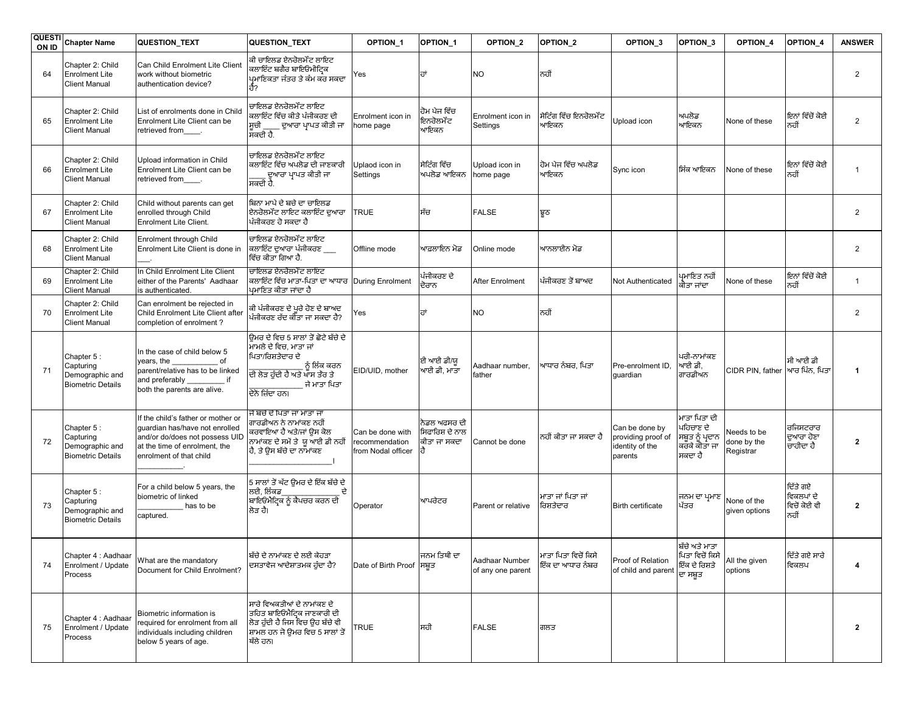| QUESTION ID | Chapter Name | QUESTION_TEXT | QUESTION_TEXT | OPTION_1 | OPTION_1 | OPTION_2 | OPTION_2 | OPTION_3 | OPTION_3 | OPTION_4 | OPTION_4 | ANSWER |
|---|---|---|---|---|---|---|---|---|---|---|---|---|
| 64 | Chapter 2: Child Enrolment Lite Client Manual | Can Child Enrolment Lite Client work without biometric authentication device? | ਕੀ ਚਾਇਲਡ ਏਨਰੋਲਮੇਂਟ ਲਾਇਟ ਕਲਾਇੰਟ ਬਗੈਰ ਬਾਇਓਮੀਟ੍ਰਿਕ ਪ੍ਰਮਾਣਿਕਤਾ ਜੰਤਰ ਤੇ ਕੰਮ ਕਰ ਸਕਦਾ ਹੈ? | Yes | ਹਾਂ | NO | ਨਹੀਂ | | | | | 2 |
| 65 | Chapter 2: Child Enrolment Lite Client Manual | List of enrolments done in Child Enrolment Lite Client can be retrieved from____. | ਚਾਇਲਡ ਏਨਰੋਲਮੇਂਟ ਲਾਇਟ ਕਲਾਇੰਟ ਵਿੱਚ ਕੀਤੇ ਪੰਜੀਕਰਣ ਦੀ ਸੂਚੀ ____ ਦੁਆਰਾ ਪ੍ਰਾਪਤ ਕੀਤੀ ਜਾ ਸਕਦੀ ਹੈ. | Enrolment icon in home page | ਹੋਮ ਪੇਜ ਵਿੱਚ ਇਨਰੋਲਮੇਂਟ ਆਇਕਨ | Enrolment icon in Settings | ਸੇਟਿੰਗ ਵਿੱਚ ਇਨਰੋਲਮੇਂਟ ਆਇਕਨ | Upload icon | ਅਪਲੋਡ ਆਇਕਨ | None of these | ਇਨਾਂ ਵਿੱਚੋਂ ਕੋਈ ਨਹੀਂ | 2 |
| 66 | Chapter 2: Child Enrolment Lite Client Manual | Upload information in Child Enrolment Lite Client can be retrieved from____. | ਚਾਇਲਡ ਏਨਰੋਲਮੇਂਟ ਲਾਇਟ ਕਲਾਇੰਟ ਵਿੱਚ ਅਪਲੋਡ ਦੀ ਜਾਣਕਾਰੀ ____ ਦੁਆਰਾ ਪ੍ਰਾਪਤ ਕੀਤੀ ਜਾ ਸਕਦੀ ਹੈ. | Uplaod icon in Settings | ਸੇਟਿੰਗ ਵਿੱਚ ਅਪਲੋਡ ਆਇਕਨ | Upload icon in home page | ਹੋਮ ਪੇਜ ਵਿੱਚ ਅਪਲੋਡ ਆਇਕਨ | Sync icon | ਸਿੰਕ ਆਇਕਨ | None of these | ਇਨਾਂ ਵਿੱਚੋਂ ਕੋਈ ਨਹੀਂ | 1 |
| 67 | Chapter 2: Child Enrolment Lite Client Manual | Child without parents can get enrolled through Child Enrolment Lite Client. | ਬਿਨਾ ਮਾਪੇ ਦੇ ਬਚੇ ਦਾ ਚਾਇਲਡ ਏਨਰੋਲਮੇਂਟ ਲਾਇਟ ਕਲਾਇੰਟ ਦੁਆਰਾ ਪੰਜੀਕਰਣ ਹੋ ਸਕਦਾ ਹੈ | TRUE | ਸੱਚ | FALSE | ਝੂਠ | | | | | 2 |
| 68 | Chapter 2: Child Enrolment Lite Client Manual | Enrolment through Child Enrolment Lite Client is done in ___. | ਚਾਇਲਡ ਏਨਰੋਲਮੇਂਟ ਲਾਇਟ ਕਲਾਇੰਟ ਦੁਆਰਾ ਪੰਜੀਕਰਣ ___ ਵਿੱਚ ਕੀਤਾ ਗਿਆ ਹੈ. | Offline mode | ਆਫ਼ਲਾਇਨ ਮੋਡ | Online mode | ਆਨਲਾਈਨ ਮੋਡ | | | | | 2 |
| 69 | Chapter 2: Child Enrolment Lite Client Manual | In Child Enrolment Lite Client either of the Parents' Aadhaar is authenticated. | ਚਾਇਲਡ ਏਨਰੋਲਮੇਂਟ ਲਾਇਟ ਕਲਾਇੰਟ ਵਿੱਚ ਮਾਤਾ-ਪਿਤਾ ਦਾ ਆਧਾਰ ਪ੍ਰਮਾਣਿਤ ਕੀਤਾ ਜਾਂਦਾ ਹੈ | During Enrolment | ਪੰਜੀਕਰਣ ਦੇ ਦੌਰਾਨ | After Enrolment | ਪੰਜੀਕਰਣ ਤੋਂ ਬਾਅਦ | Not Authenticated | ਪ੍ਰਮਾਣਿਤ ਨਹੀਂ ਕੀਤਾ ਜਾਂਦਾ | None of these | ਇਨਾਂ ਵਿੱਚੋਂ ਕੋਈ ਨਹੀਂ | 1 |
| 70 | Chapter 2: Child Enrolment Lite Client Manual | Can enrolment be rejected in Child Enrolment Lite Client after completion of enrolment ? | ਕੀ ਪੰਜੀਕਰਣ ਦੇ ਪੂਰੇ ਹੋਣ ਦੇ ਬਾਅਦ ਪੰਜੀਕਰਣ ਰੱਦ ਕੀਤਾ ਜਾ ਸਕਦਾ ਹੈ? | Yes | ਹਾਂ | NO | ਨਹੀਂ | | | | | 2 |
| 71 | Chapter 5 : Capturing Demographic and Biometric Details | In the case of child below 5 years, the ___________ of parent/relative has to be linked and preferably _________ if both the parents are alive. | ਉਮਰ ਦੇ ਵਿਚ 5 ਸਾਲਾਂ ਤੋਂ ਛੋਟੇ ਬੱਚੇ ਦੇ ਮਾਮਲੇ ਦੇ ਵਿਚ, ਮਾਤਾ ਜਾਂ ਪਿਤਾ/ਰਿਸ਼ਤੇਦਾਰ ਦੇ ___________ ਨੂੰ ਲਿੰਕ ਕਰਨ ਦੀ ਲੋੜ ਹੁੰਦੀ ਹੈ ਅਤੇ ਖਾਸ ਤੌਰ ਤੇ ___________ ਜੇ ਮਾਤਾ ਪਿਤਾ ਦੋਨੋ ਜਿੰਦਾ ਹਨ। | EID/UID, mother | ਈ ਆਈ ਡੀ/ਯੂ ਆਈ ਡੀ, ਮਾਤਾ | Aadhaar number, father | ਆਧਾਰ ਨੰਬਰ, ਪਿਤਾ | Pre-enrolment ID, guardian | ਪਰੀ-ਨਾਮਾਂਕਣ ਆਈ ਡੀ, ਗਾਰਡੀਅਨ | CIDR PIN, father | ਸੀ ਆਈ ਡੀ ਆਰ ਪਿੰਨ, ਪਿਤਾ | **1** |
| 72 | Chapter 5 : Capturing Demographic and Biometric Details | If the child's father or mother or guardian has/have not enrolled and/or do/does not possess UID at the time of enrolment, the enrolment of that child ___________. | ਜੇ ਬਚੇ ਦੇ ਪਿਤਾ ਜਾਂ ਮਾਤਾ ਜਾਂ ਗਾਰਡੀਅਨ ਨੇ ਨਾਮਾਂਕਣ ਨਹੀਂ ਕਰਵਾਇਆ ਹੈ ਅਤੇ/ਜਾਂ ਉਸ ਕੋਲ ਨਾਮਾਂਕਣ ਦੇ ਸਮੇਂ ਤੇ ਯੂ ਆਈ ਡੀ ਨਹੀਂ ਹੈ, ਤੇ ਉਸ ਬੱਚੇ ਦਾ ਨਾਮਾਂਕਣ ____________________। | Can be done with recommendation from Nodal officer | ਨੋਡਲ ਅਫਸਰ ਦੀ ਸਿਫਾਰਿਸ਼ ਦੇ ਨਾਲ ਕੀਤਾ ਜਾ ਸਕਦਾ ਹੈ | Cannot be done | ਨਹੀਂ ਕੀਤਾ ਜਾ ਸਕਦਾ ਹੈ | Can be done by providing proof of identity of the parents | ਮਾਤਾ ਪਿਤਾ ਦੀ ਪਹਿਚਾਣ ਦੇ ਸਬੂਤ ਨੂੰ ਪ੍ਰਦਾਨ ਕਰਕੇ ਕੀਤਾ ਜਾ ਸਕਦਾ ਹੈ | Needs to be done by the Registrar | ਰਜਿਸਟਰਾਰ ਦੁਆਰਾ ਹੋਣਾ ਚਾਹੀਦਾ ਹੈ | **2** |
| 73 | Chapter 5 : Capturing Demographic and Biometric Details | For a child below 5 years, the biometric of linked ___________ has to be captured. | 5 ਸਾਲਾਂ ਤੋਂ ਘੱਟ ਉਮਰ ਦੇ ਇੱਕ ਬੱਚੇ ਦੇ ਲਈ, ਲਿੰਕਡ ________________ ਦੇ ਬਾਇਓਮੈਟ੍ਰਿਕ ਨੂੰ ਕੈਪਚਰ ਕਰਨ ਦੀ ਲੋੜ ਹੈ। | Operator | ਆਪਰੇਟਰ | Parent or relative | ਮਾਤਾ ਜਾਂ ਪਿਤਾ ਜਾਂ ਰਿਸ਼ਤੇਦਾਰ | Birth certificate | ਜਨਮ ਦਾ ਪ੍ਰਮਾਣ ਪੱਤਰ | None of the given options | ਦਿੱਤੇ ਗਏ ਵਿਕਲਪਾਂ ਦੇ ਵਿਚੋਂ ਕੋਈ ਵੀ ਨਹੀਂ | **2** |
| 74 | Chapter 4 : Aadhaar Enrolment / Update Process | What are the mandatory Document for Child Enrolment? | ਬੱਚੇ ਦੇ ਨਾਮਾਂਕਣ ਦੇ ਲਈ ਕੇਹੜਾ ਦਸਤਾਵੇਜ ਆਦੇਸ਼ਾਤਮਕ ਹੁੰਦਾ ਹੈ? | Date of Birth Proof | ਜਨਮ ਤਿਥੀ ਦਾ ਸਬੂਤ | Aadhaar Number of any one parent | ਮਾਤਾ ਪਿਤਾ ਵਿਚੋਂ ਕਿਸੇ ਇੱਕ ਦਾ ਆਧਾਰ ਨੰਬਰ | Proof of Relation of child and parent | ਬੱਚੇ ਅਤੇ ਮਾਤਾ ਪਿਤਾ ਵਿਚੋਂ ਕਿਸੇ ਇੱਕ ਦੇ ਰਿਸ਼ਤੇ ਦਾ ਸਬੂਤ | All the given options | ਦਿੱਤੇ ਗਏ ਸਾਰੇ ਵਿਕਲਪ | **4** |
| 75 | Chapter 4 : Aadhaar Enrolment / Update Process | Biometric information is required for enrolment from all individuals including children below 5 years of age. | ਸਾਰੇ ਵਿਅਕਤੀਆਂ ਦੇ ਨਾਮਾਂਕਣ ਦੇ ਤਹਿਤ ਬਾਇਓਮੈਟ੍ਰਿਕ ਜਾਣਕਾਰੀ ਦੀ ਲੋੜ ਹੁੰਦੀ ਹੈ ਜਿਸ ਵਿਚ ਉਹ ਬੱਚੇ ਵੀ ਸ਼ਾਮਲ ਹਨ ਜੋ ਉਮਰ ਵਿਚ 5 ਸਾਲਾਂ ਤੋਂ ਥੱਲੇ ਹਨ। | TRUE | ਸਹੀ | FALSE | ਗਲਤ | | | | | **2** |